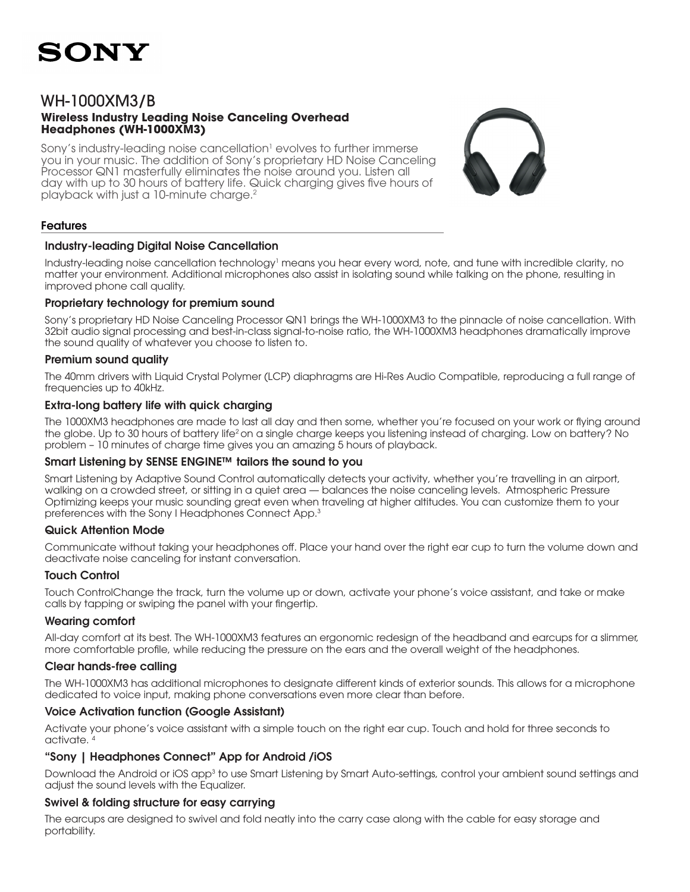SONY

# WH-1000XM3/B

**Wireless Industry Leading Noise Canceling Overhead Headphones (WH-1000XM3)**

Sony's industry-leading noise cancellation[1] evolves to further immerse you in your music. The addition of Sony's proprietary HD Noise Canceling Processor QN1 masterfully eliminates the noise around you. Listen all day with up to 30 hours of battery life. Quick charging gives five hours of playback with just a 10-minute charge.[2]

## Features

### Industry-leading Digital Noise Cancellation

Industry-leading noise cancellation technology[1] means you hear every word, note, and tune with incredible clarity, no matter your environment. Additional microphones also assist in isolating sound while talking on the phone, resulting in improved phone call quality.

### Proprietary technology for premium sound

Sony's proprietary HD Noise Canceling Processor QN1 brings the WH-1000XM3 to the pinnacle of noise cancellation. With 32bit audio signal processing and best-in-class signal-to-noise ratio, the WH-1000XM3 headphones dramatically improve the sound quality of whatever you choose to listen to.

### Premium sound quality

The 40mm drivers with Liquid Crystal Polymer (LCP) diaphragms are Hi-Res Audio Compatible, reproducing a full range of frequencies up to 40kHz.

### Extra-long battery life with quick charging

The 1000XM3 headphones are made to last all day and then some, whether you're focused on your work or flying around the globe. Up to 30 hours of battery life[2] on a single charge keeps you listening instead of charging. Low on battery? No problem – 10 minutes of charge time gives you an amazing 5 hours of playback.

### Smart Listening by SENSE ENGINE™ tailors the sound to you

Smart Listening by Adaptive Sound Control automatically detects your activity, whether you're travelling in an airport, walking on a crowded street, or sitting in a quiet area — balances the noise canceling levels. Atmospheric Pressure Optimizing keeps your music sounding great even when traveling at higher altitudes. You can customize them to your preferences with the Sony I Headphones Connect App.[3]

### Quick Attention Mode

Communicate without taking your headphones off. Place your hand over the right ear cup to turn the volume down and deactivate noise canceling for instant conversation.

### Touch Control

Touch ControlChange the track, turn the volume up or down, activate your phone's voice assistant, and take or make calls by tapping or swiping the panel with your fingertip.

### Wearing comfort

All-day comfort at its best. The WH-1000XM3 features an ergonomic redesign of the headband and earcups for a slimmer, more comfortable profile, while reducing the pressure on the ears and the overall weight of the headphones.

### Clear hands-free calling

The WH-1000XM3 has additional microphones to designate different kinds of exterior sounds. This allows for a microphone dedicated to voice input, making phone conversations even more clear than before.

### Voice Activation function (Google Assistant)

Activate your phone's voice assistant with a simple touch on the right ear cup. Touch and hold for three seconds to activate. [4]

### "Sony | Headphones Connect" App for Android /iOS

Download the Android or iOS app[3] to use Smart Listening by Smart Auto-settings, control your ambient sound settings and adjust the sound levels with the Equalizer.

### Swivel & folding structure for easy carrying

The earcups are designed to swivel and fold neatly into the carry case along with the cable for easy storage and portability.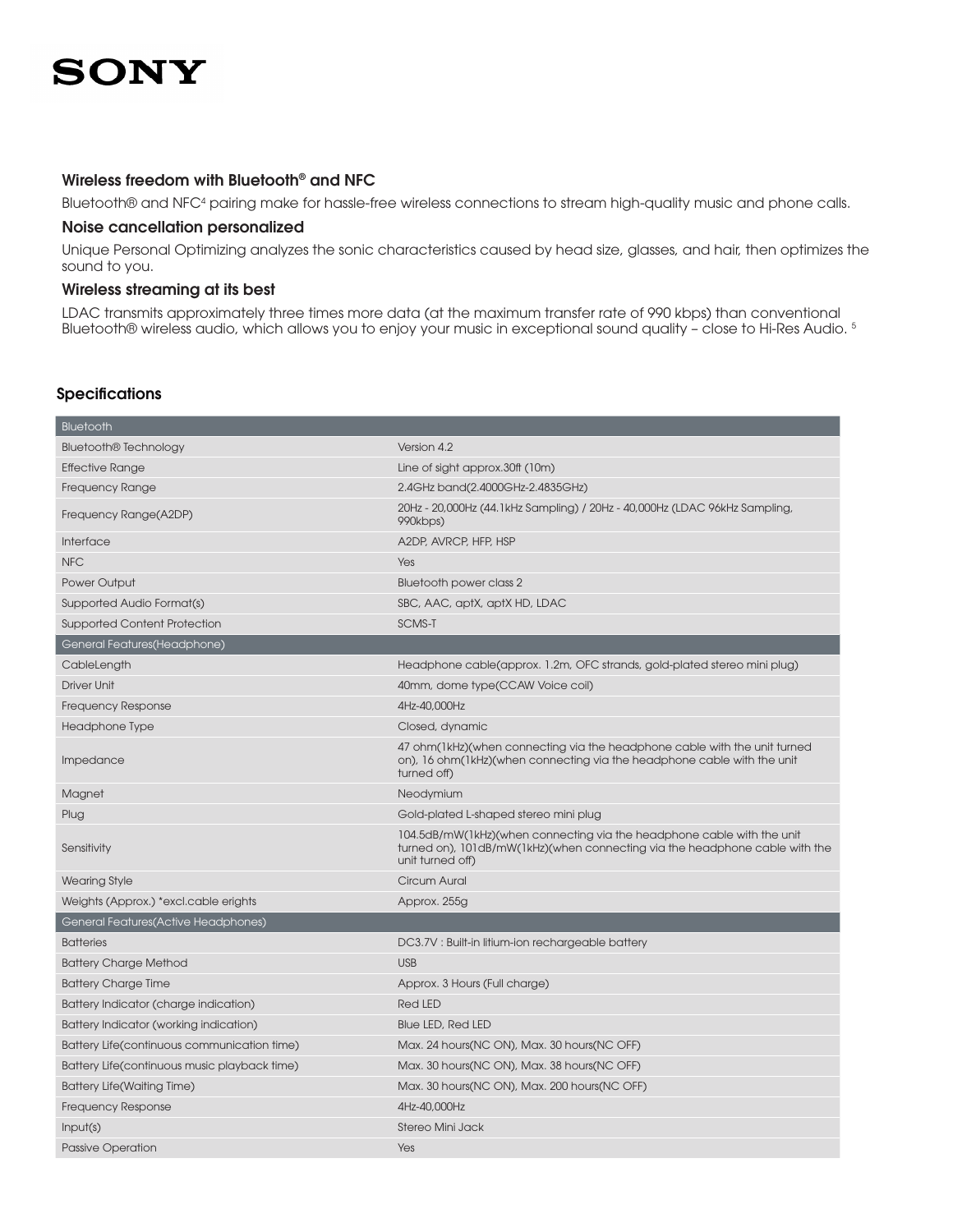### Wireless freedom with Bluetooth® and NFC

Bluetooth® and NFC[4] pairing make for hassle-free wireless connections to stream high-quality music and phone calls.

### Noise cancellation personalized

Unique Personal Optimizing analyzes the sonic characteristics caused by head size, glasses, and hair, then optimizes the sound to you.

### Wireless streaming at its best

LDAC transmits approximately three times more data (at the maximum transfer rate of 990 kbps) than conventional Bluetooth® wireless audio, which allows you to enjoy your music in exceptional sound quality – close to Hi-Res Audio. [5]

## Specifications

| Bluetooth | |
|---|---|
| Bluetooth® Technology | Version 4.2 |
| Effective Range | Line of sight approx.30ft (10m) |
| Frequency Range | 2.4GHz band(2.4000GHz-2.4835GHz) |
| Frequency Range(A2DP) | 20Hz - 20,000Hz (44.1kHz Sampling) / 20Hz - 40,000Hz (LDAC 96kHz Sampling, 990kbps) |
| Interface | A2DP, AVRCP, HFP, HSP |
| NFC | Yes |
| Power Output | Bluetooth power class 2 |
| Supported Audio Format(s) | SBC, AAC, aptX, aptX HD, LDAC |
| Supported Content Protection | SCMS-T |
| **General Features(Headphone)** | |
| CableLength | Headphone cable(approx. 1.2m, OFC strands, gold-plated stereo mini plug) |
| Driver Unit | 40mm, dome type(CCAW Voice coil) |
| Frequency Response | 4Hz-40,000Hz |
| Headphone Type | Closed, dynamic |
| Impedance | 47 ohm(1kHz)(when connecting via the headphone cable with the unit turned on), 16 ohm(1kHz)(when connecting via the headphone cable with the unit turned off) |
| Magnet | Neodymium |
| Plug | Gold-plated L-shaped stereo mini plug |
| Sensitivity | 104.5dB/mW(1kHz)(when connecting via the headphone cable with the unit turned on), 101dB/mW(1kHz)(when connecting via the headphone cable with the unit turned off) |
| Wearing Style | Circum Aural |
| Weights (Approx.) *excl.cable erights | Approx. 255g |
| **General Features(Active Headphones)** | |
| Batteries | DC3.7V : Built-in litium-ion rechargeable battery |
| Battery Charge Method | USB |
| Battery Charge Time | Approx. 3 Hours (Full charge) |
| Battery Indicator (charge indication) | Red LED |
| Battery Indicator (working indication) | Blue LED, Red LED |
| Battery Life(continuous communication time) | Max. 24 hours(NC ON), Max. 30 hours(NC OFF) |
| Battery Life(continuous music playback time) | Max. 30 hours(NC ON), Max. 38 hours(NC OFF) |
| Battery Life(Waiting Time) | Max. 30 hours(NC ON), Max. 200 hours(NC OFF) |
| Frequency Response | 4Hz-40,000Hz |
| Input(s) | Stereo Mini Jack |
| Passive Operation | Yes |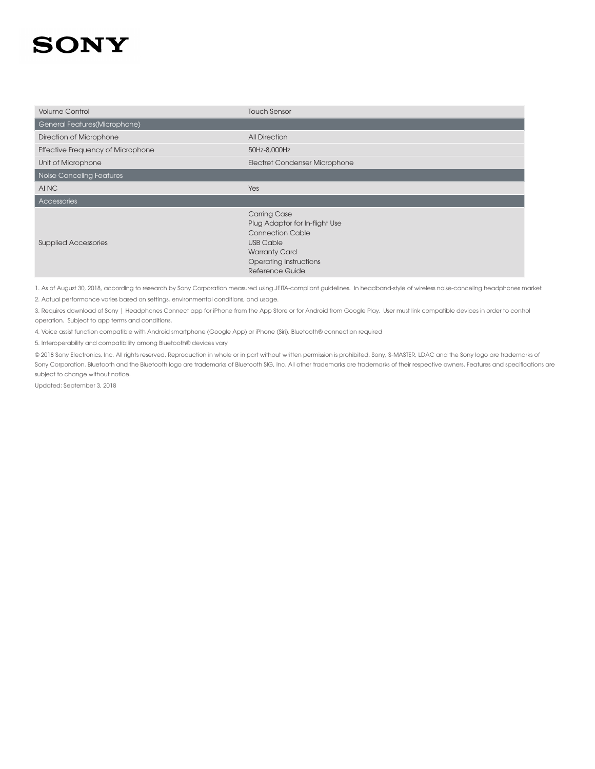SONY

| | |
|---|---|
| Volume Control | Touch Sensor |
| General Features(Microphone) | |
| Direction of Microphone | All Direction |
| Effective Frequency of Microphone | 50Hz-8,000Hz |
| Unit of Microphone | Electret Condenser Microphone |
| Noise Canceling Features | |
| AI NC | Yes |
| Accessories | |
| Supplied Accessories | Carring Case<br>Plug Adaptor for In-flight Use<br>Connection Cable<br>USB Cable<br>Warranty Card<br>Operating Instructions<br>Reference Guide |

1. As of August 30, 2018, according to research by Sony Corporation measured using JEITA-compliant guidelines. In headband-style of wireless noise-canceling headphones market.

2. Actual performance varies based on settings, environmental conditions, and usage.

3. Requires download of Sony | Headphones Connect app for iPhone from the App Store or for Android from Google Play. User must link compatible devices in order to control operation. Subject to app terms and conditions.

4. Voice assist function compatible with Android smartphone (Google App) or iPhone (Siri). Bluetooth® connection required

5. Interoperability and compatibility among Bluetooth® devices vary

© 2018 Sony Electronics, Inc. All rights reserved. Reproduction in whole or in part without written permission is prohibited. Sony, S-MASTER, LDAC and the Sony logo are trademarks of Sony Corporation. Bluetooth and the Bluetooth logo are trademarks of Bluetooth SIG, Inc. All other trademarks are trademarks of their respective owners. Features and specifications are subject to change without notice.

Updated: September 3, 2018